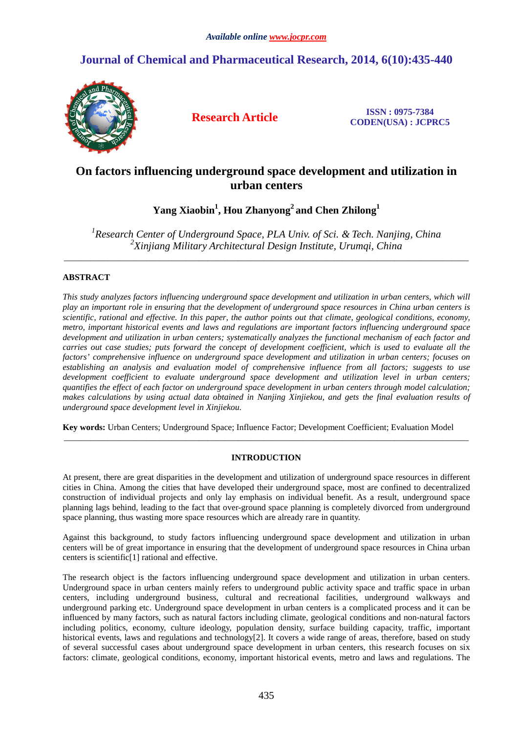# On factors influencing underground space development and utilization in urban centers

**Yang Xiaobin[1], Hou Zhanyong[2] and Chen Zhilong[1]**

*[1]Research Center of Underground Space, PLA Univ. of Sci. & Tech. Nanjing, China*
*[2]Xinjiang Military Architectural Design Institute, Urumqi, China*

---

## ABSTRACT

*This study analyzes factors influencing underground space development and utilization in urban centers, which will play an important role in ensuring that the development of underground space resources in China urban centers is scientific, rational and effective. In this paper, the author points out that climate, geological conditions, economy, metro, important historical events and laws and regulations are important factors influencing underground space development and utilization in urban centers; systematically analyzes the functional mechanism of each factor and carries out case studies; puts forward the concept of development coefficient, which is used to evaluate all the factors' comprehensive influence on underground space development and utilization in urban centers; focuses on establishing an analysis and evaluation model of comprehensive influence from all factors; suggests to use development coefficient to evaluate underground space development and utilization level in urban centers; quantifies the effect of each factor on underground space development in urban centers through model calculation; makes calculations by using actual data obtained in Nanjing Xinjiekou, and gets the final evaluation results of underground space development level in Xinjiekou.*

**Key words:** Urban Centers; Underground Space; Influence Factor; Development Coefficient; Evaluation Model

---

## INTRODUCTION

At present, there are great disparities in the development and utilization of underground space resources in different cities in China. Among the cities that have developed their underground space, most are confined to decentralized construction of individual projects and only lay emphasis on individual benefit. As a result, underground space planning lags behind, leading to the fact that over-ground space planning is completely divorced from underground space planning, thus wasting more space resources which are already rare in quantity.

Against this background, to study factors influencing underground space development and utilization in urban centers will be of great importance in ensuring that the development of underground space resources in China urban centers is scientific[1] rational and effective.

The research object is the factors influencing underground space development and utilization in urban centers. Underground space in urban centers mainly refers to underground public activity space and traffic space in urban centers, including underground business, cultural and recreational facilities, underground walkways and underground parking etc. Underground space development in urban centers is a complicated process and it can be influenced by many factors, such as natural factors including climate, geological conditions and non-natural factors including politics, economy, culture ideology, population density, surface building capacity, traffic, important historical events, laws and regulations and technology[2]. It covers a wide range of areas, therefore, based on study of several successful cases about underground space development in urban centers, this research focuses on six factors: climate, geological conditions, economy, important historical events, metro and laws and regulations. The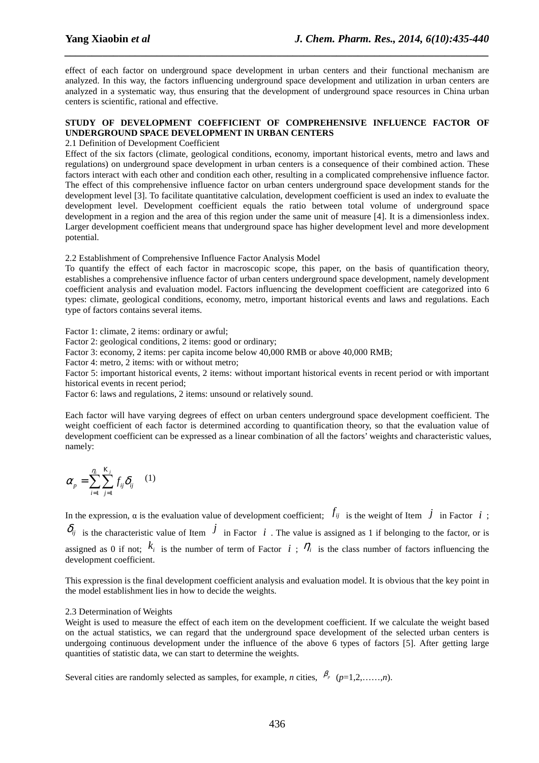effect of each factor on underground space development in urban centers and their functional mechanism are analyzed. In this way, the factors influencing underground space development and utilization in urban centers are analyzed in a systematic way, thus ensuring that the development of underground space resources in China urban centers is scientific, rational and effective.

## STUDY OF DEVELOPMENT COEFFICIENT OF COMPREHENSIVE INFLUENCE FACTOR OF UNDERGROUND SPACE DEVELOPMENT IN URBAN CENTERS

### 2.1 Definition of Development Coefficient

Effect of the six factors (climate, geological conditions, economy, important historical events, metro and laws and regulations) on underground space development in urban centers is a consequence of their combined action. These factors interact with each other and condition each other, resulting in a complicated comprehensive influence factor. The effect of this comprehensive influence factor on urban centers underground space development stands for the development level [3]. To facilitate quantitative calculation, development coefficient is used an index to evaluate the development level. Development coefficient equals the ratio between total volume of underground space development in a region and the area of this region under the same unit of measure [4]. It is a dimensionless index. Larger development coefficient means that underground space has higher development level and more development potential.

### 2.2 Establishment of Comprehensive Influence Factor Analysis Model

To quantify the effect of each factor in macroscopic scope, this paper, on the basis of quantification theory, establishes a comprehensive influence factor of urban centers underground space development, namely development coefficient analysis and evaluation model. Factors influencing the development coefficient are categorized into 6 types: climate, geological conditions, economy, metro, important historical events and laws and regulations. Each type of factors contains several items.

Factor 1: climate, 2 items: ordinary or awful;
Factor 2: geological conditions, 2 items: good or ordinary;
Factor 3: economy, 2 items: per capita income below 40,000 RMB or above 40,000 RMB;
Factor 4: metro, 2 items: with or without metro;
Factor 5: important historical events, 2 items: without important historical events in recent period or with important historical events in recent period;
Factor 6: laws and regulations, 2 items: unsound or relatively sound.

Each factor will have varying degrees of effect on urban centers underground space development coefficient. The weight coefficient of each factor is determined according to quantification theory, so that the evaluation value of development coefficient can be expressed as a linear combination of all the factors' weights and characteristic values, namely:

$$\alpha_p = \sum_{i=1}^{\eta_i} \sum_{j=1}^{K_i} f_{ij} \delta_{ij} \quad (1)$$

In the expression, α is the evaluation value of development coefficient; $f_{ij}$ is the weight of Item $j$ in Factor $i$; $\delta_{ij}$ is the characteristic value of Item $j$ in Factor $i$. The value is assigned as 1 if belonging to the factor, or is assigned as 0 if not; $k_i$ is the number of term of Factor $i$; $\eta_i$ is the class number of factors influencing the development coefficient.

This expression is the final development coefficient analysis and evaluation model. It is obvious that the key point in the model establishment lies in how to decide the weights.

### 2.3 Determination of Weights

Weight is used to measure the effect of each item on the development coefficient. If we calculate the weight based on the actual statistics, we can regard that the underground space development of the selected urban centers is undergoing continuous development under the influence of the above 6 types of factors [5]. After getting large quantities of statistic data, we can start to determine the weights.

Several cities are randomly selected as samples, for example, *n* cities, $\beta_p$ ($p$=1,2,……,$n$).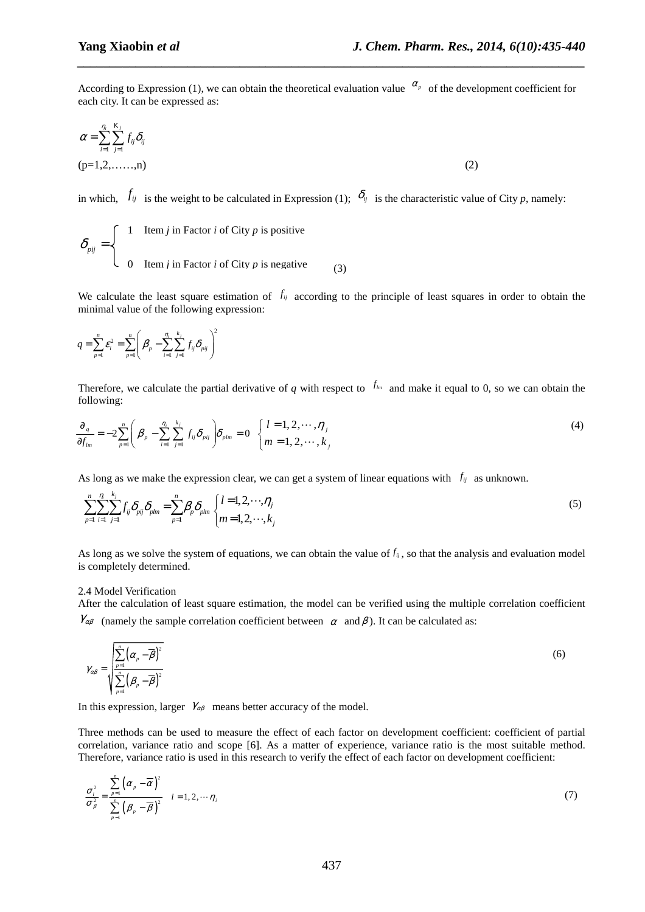According to Expression (1), we can obtain the theoretical evaluation value $\alpha_p$ of the development coefficient for each city. It can be expressed as:

$$\alpha = \sum_{i=1}^{\eta_i} \sum_{j=1}^{\kappa_j} f_{ij} \delta_{ij}$$

(p=1,2,……,n) (2)

in which, $f_{ij}$ is the weight to be calculated in Expression (1); $\delta_{ij}$ is the characteristic value of City *p*, namely:

$$\delta_{pij} = \begin{cases} 1 & \text{Item } j \text{ in Factor } i \text{ of City } p \text{ is positive} \\ 0 & \text{Item } j \text{ in Factor } i \text{ of City } p \text{ is negative} \end{cases} \quad (3)$$

We calculate the least square estimation of $f_{ij}$ according to the principle of least squares in order to obtain the minimal value of the following expression:

$$q = \sum_{p=1}^{n} \varepsilon_i^2 = \sum_{p=1}^{n} \left( \beta_p - \sum_{i=1}^{\eta_i} \sum_{j=1}^{k_j} f_{ij} \delta_{pij} \right)^2$$

Therefore, we calculate the partial derivative of *q* with respect to $f_{lm}$ and make it equal to 0, so we can obtain the following:

$$\frac{\partial_q}{\partial f_{lm}} = -2 \sum_{p=1}^{n} \left( \beta_p - \sum_{i=1}^{\eta_i} \sum_{j=1}^{k_j} f_{ij} \delta_{pij} \right) \delta_{plm} = 0 \quad \begin{cases} l = 1, 2, \cdots, \eta_j \\ m = 1, 2, \cdots, k_j \end{cases} \quad (4)$$

As long as we make the expression clear, we can get a system of linear equations with $f_{ij}$ as unknown.

$$\sum_{p=1}^{n} \sum_{i=1}^{\eta_i} \sum_{j=1}^{k_j} f_{ij} \delta_{pij} \delta_{plm} = \sum_{p=1}^{n} \beta_p \delta_{plm} \quad \begin{cases} l = 1, 2, \cdots, \eta_j \\ m = 1, 2, \cdots, k_j \end{cases} \quad (5)$$

As long as we solve the system of equations, we can obtain the value of $f_{ij}$, so that the analysis and evaluation model is completely determined.

### 2.4 Model Verification

After the calculation of least square estimation, the model can be verified using the multiple correlation coefficient $\gamma_{\alpha\beta}$ (namely the sample correlation coefficient between $\alpha$ and $\beta$). It can be calculated as:

$$\gamma_{\alpha\beta} = \sqrt{\frac{\sum_{p=1}^{n} \left( \alpha_p - \overline{\beta} \right)^2}{\sum_{p=1}^{n} \left( \beta_p - \overline{\beta} \right)^2}} \quad (6)$$

In this expression, larger $\gamma_{\alpha\beta}$ means better accuracy of the model.

Three methods can be used to measure the effect of each factor on development coefficient: coefficient of partial correlation, variance ratio and scope [6]. As a matter of experience, variance ratio is the most suitable method. Therefore, variance ratio is used in this research to verify the effect of each factor on development coefficient:

$$\frac{\sigma_i^2}{\sigma_\beta^2} = \frac{\sum_{p=1}^{n} \left( \alpha_p - \overline{\alpha} \right)^2}{\sum_{p=1}^{n} \left( \beta_p - \overline{\beta} \right)^2} \quad i = 1, 2, \cdots \eta_i \quad (7)$$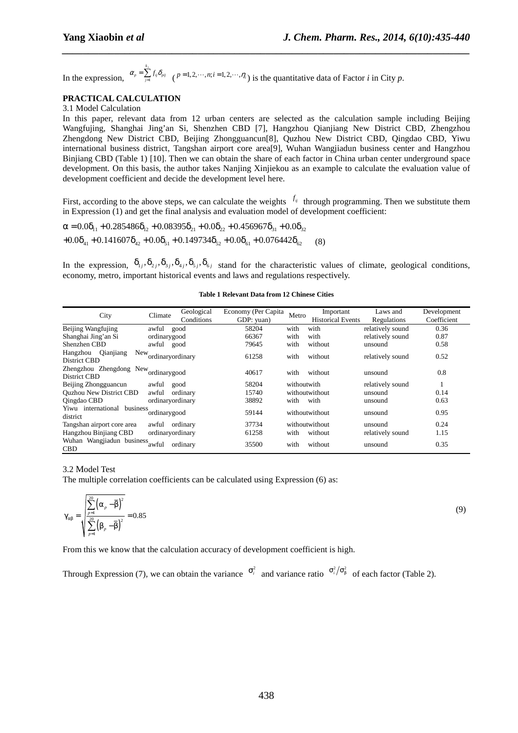In the expression, $\alpha_p = \sum_{j=1}^{k_i} f_{ij}\delta_{pij}$ ($p = 1, 2, \cdots, n; i = 1, 2, \cdots, \eta_i$) is the quantitative data of Factor *i* in City *p*.

## PRACTICAL CALCULATION

### 3.1 Model Calculation

In this paper, relevant data from 12 urban centers are selected as the calculation sample including Beijing Wangfujing, Shanghai Jing'an Si, Shenzhen CBD [7], Hangzhou Qianjiang New District CBD, Zhengzhou Zhengdong New District CBD, Beijing Zhongguancun[8], Quzhou New District CBD, Qingdao CBD, Yiwu international business district, Tangshan airport core area[9], Wuhan Wangjiadun business center and Hangzhou Binjiang CBD (Table 1) [10]. Then we can obtain the share of each factor in China urban center underground space development. On this basis, the author takes Nanjing Xinjiekou as an example to calculate the evaluation value of development coefficient and decide the development level here.

First, according to the above steps, we can calculate the weights $f_{ij}$ through programming. Then we substitute them in Expression (1) and get the final analysis and evaluation model of development coefficient:

$$\alpha = 0.0\delta_{11} + 0.285486\delta_{12} + 0.08395\delta_{21} + 0.0\delta_{22} + 0.456967\delta_{31} + 0.0\delta_{32}$$
$$+ 0.0\delta_{41} + 0.141607\delta_{42} + 0.0\delta_{51} + 0.149734\delta_{52} + 0.0\delta_{61} + 0.076442\delta_{62} \quad (8)$$

In the expression, $\delta_{1j}, \delta_{2j}, \delta_{3j}, \delta_{4j}, \delta_{5j}, \delta_{6j}$ stand for the characteristic values of climate, geological conditions, economy, metro, important historical events and laws and regulations respectively.

**Table 1 Relevant Data from 12 Chinese Cities**

| City | Climate | Geological Conditions | Economy (Per Capita GDP: yuan) | Metro | Important Historical Events | Laws and Regulations | Development Coefficient |
|---|---|---|---|---|---|---|---|
| Beijing Wangfujing | awful | good | 58204 | with | with | relatively sound | 0.36 |
| Shanghai Jing'an Si | ordinary | good | 66367 | with | with | relatively sound | 0.87 |
| Shenzhen CBD | awful | good | 79645 | with | without | unsound | 0.58 |
| Hangzhou Qianjiang New District CBD | ordinary | ordinary | 61258 | with | without | relatively sound | 0.52 |
| Zhengzhou Zhengdong New District CBD | ordinary | good | 40617 | with | without | unsound | 0.8 |
| Beijing Zhongguancun | awful | good | 58204 | without | with | relatively sound | 1 |
| Quzhou New District CBD | awful | ordinary | 15740 | without | without | unsound | 0.14 |
| Qingdao CBD | ordinary | ordinary | 38892 | with | with | unsound | 0.63 |
| Yiwu international business district | ordinary | good | 59144 | without | without | unsound | 0.95 |
| Tangshan airport core area | awful | ordinary | 37734 | without | without | unsound | 0.24 |
| Hangzhou Binjiang CBD | ordinary | ordinary | 61258 | with | without | relatively sound | 1.15 |
| Wuhan Wangjiadun business CBD | awful | ordinary | 35500 | with | without | unsound | 0.35 |

### 3.2 Model Test

The multiple correlation coefficients can be calculated using Expression (6) as:

$$\gamma_{\alpha\beta} = \sqrt{\frac{\sum_{p=1}^{20}\left(\alpha_p - \bar{\beta}\right)^2}{\sum_{p=1}^{20}\left(\beta_p - \bar{\beta}\right)^2}} = 0.85 \quad (9)$$

From this we know that the calculation accuracy of development coefficient is high.

Through Expression (7), we can obtain the variance $\sigma_i^2$ and variance ratio $\sigma_i^2/\sigma_\beta^2$ of each factor (Table 2).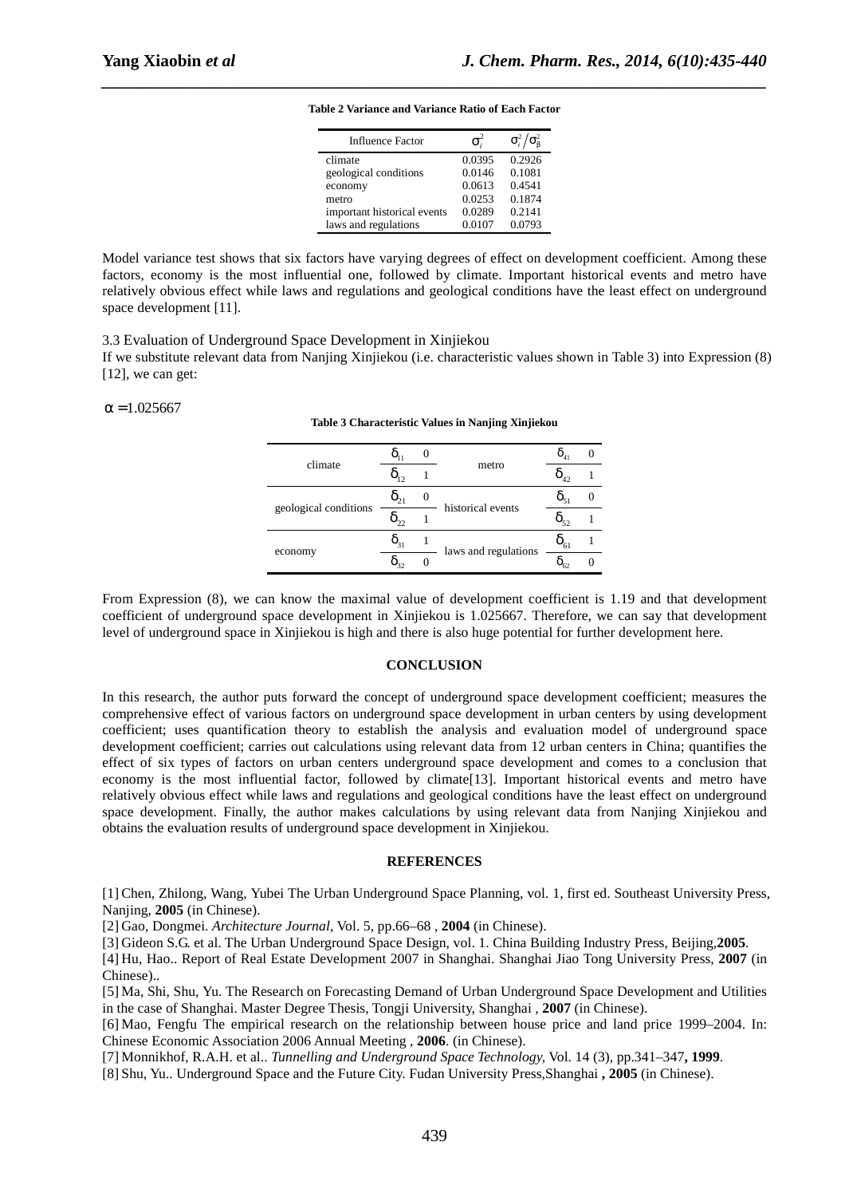**Table 2 Variance and Variance Ratio of Each Factor**

| Influence Factor | $\sigma_i^2$ | $\sigma_i^2/\sigma_\beta^2$ |
|---|---|---|
| climate | 0.0395 | 0.2926 |
| geological conditions | 0.0146 | 0.1081 |
| economy | 0.0613 | 0.4541 |
| metro | 0.0253 | 0.1874 |
| important historical events | 0.0289 | 0.2141 |
| laws and regulations | 0.0107 | 0.0793 |

Model variance test shows that six factors have varying degrees of effect on development coefficient. Among these factors, economy is the most influential one, followed by climate. Important historical events and metro have relatively obvious effect while laws and regulations and geological conditions have the least effect on underground space development [11].

3.3 Evaluation of Underground Space Development in Xinjiekou

If we substitute relevant data from Nanjing Xinjiekou (i.e. characteristic values shown in Table 3) into Expression (8) [12], we can get:

$\alpha = 1.025667$

**Table 3 Characteristic Values in Nanjing Xinjiekou**

| | | | | | |
|---|---|---|---|---|---|
| climate | $\delta_{11}$ | 0 | metro | $\delta_{41}$ | 0 |
| | $\delta_{12}$ | 1 | | $\delta_{42}$ | 1 |
| geological conditions | $\delta_{21}$ | 0 | historical events | $\delta_{51}$ | 0 |
| | $\delta_{22}$ | 1 | | $\delta_{52}$ | 1 |
| economy | $\delta_{31}$ | 1 | laws and regulations | $\delta_{61}$ | 1 |
| | $\delta_{32}$ | 0 | | $\delta_{62}$ | 0 |

From Expression (8), we can know the maximal value of development coefficient is 1.19 and that development coefficient of underground space development in Xinjiekou is 1.025667. Therefore, we can say that development level of underground space in Xinjiekou is high and there is also huge potential for further development here.

## CONCLUSION

In this research, the author puts forward the concept of underground space development coefficient; measures the comprehensive effect of various factors on underground space development in urban centers by using development coefficient; uses quantification theory to establish the analysis and evaluation model of underground space development coefficient; carries out calculations using relevant data from 12 urban centers in China; quantifies the effect of six types of factors on urban centers underground space development and comes to a conclusion that economy is the most influential factor, followed by climate[13]. Important historical events and metro have relatively obvious effect while laws and regulations and geological conditions have the least effect on underground space development. Finally, the author makes calculations by using relevant data from Nanjing Xinjiekou and obtains the evaluation results of underground space development in Xinjiekou.

## REFERENCES

[1] Chen, Zhilong, Wang, Yubei The Urban Underground Space Planning, vol. 1, first ed. Southeast University Press, Nanjing, **2005** (in Chinese).

[2] Gao, Dongmei. *Architecture Journal*, Vol. 5, pp.66–68 , **2004** (in Chinese).

[3] Gideon S.G. et al. The Urban Underground Space Design, vol. 1. China Building Industry Press, Beijing,**2005**.

[4] Hu, Hao.. Report of Real Estate Development 2007 in Shanghai. Shanghai Jiao Tong University Press, **2007** (in Chinese)..

[5] Ma, Shi, Shu, Yu. The Research on Forecasting Demand of Urban Underground Space Development and Utilities in the case of Shanghai. Master Degree Thesis, Tongji University, Shanghai , **2007** (in Chinese).

[6] Mao, Fengfu The empirical research on the relationship between house price and land price 1999–2004. In: Chinese Economic Association 2006 Annual Meeting , **2006**. (in Chinese).

[7] Monnikhof, R.A.H. et al.. *Tunnelling and Underground Space Technology*, Vol. 14 (3), pp.341–347**, 1999**.

[8] Shu, Yu.. Underground Space and the Future City. Fudan University Press,Shanghai **, 2005** (in Chinese).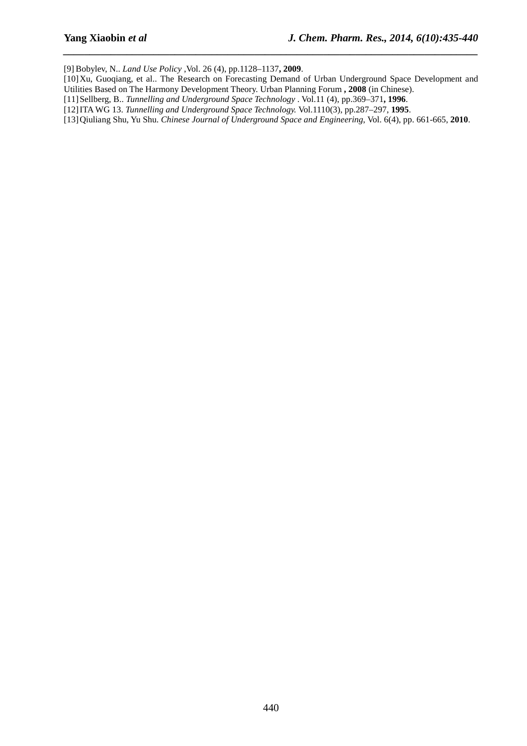[9] Bobylev, N.. *Land Use Policy* ,Vol. 26 (4), pp.1128–1137**, 2009**.

[10] Xu, Guoqiang, et al.. The Research on Forecasting Demand of Urban Underground Space Development and Utilities Based on The Harmony Development Theory. Urban Planning Forum **, 2008** (in Chinese).

[11] Sellberg, B.. *Tunnelling and Underground Space Technology* . Vol.11 (4), pp.369–371**, 1996**.

[12] ITA WG 13. *Tunnelling and Underground Space Technology.* Vol.1110(3), pp.287–297, **1995**.

[13] Qiuliang Shu, Yu Shu. *Chinese Journal of Underground Space and Engineering*, Vol. 6(4), pp. 661-665, **2010**.